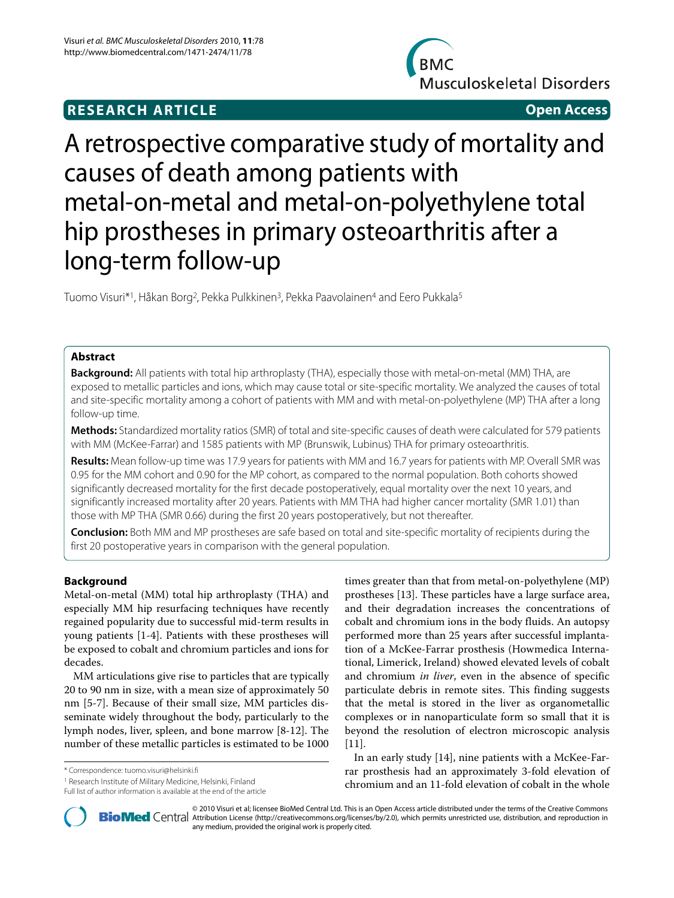**RESEARCH ARTICLE** **Open Access**

# A retrospective comparative study of mortality and causes of death among patients with metal-on-metal and metal-on-polyethylene total hip prostheses in primary osteoarthritis after a long-term follow-up

Tuomo Visuri*[1], Håkan Borg[2], Pekka Pulkkinen[3], Pekka Paavolainen[4] and Eero Pukkala[5]

## Abstract

**Background:** All patients with total hip arthroplasty (THA), especially those with metal-on-metal (MM) THA, are exposed to metallic particles and ions, which may cause total or site-specific mortality. We analyzed the causes of total and site-specific mortality among a cohort of patients with MM and with metal-on-polyethylene (MP) THA after a long follow-up time.

**Methods:** Standardized mortality ratios (SMR) of total and site-specific causes of death were calculated for 579 patients with MM (McKee-Farrar) and 1585 patients with MP (Brunswik, Lubinus) THA for primary osteoarthritis.

**Results:** Mean follow-up time was 17.9 years for patients with MM and 16.7 years for patients with MP. Overall SMR was 0.95 for the MM cohort and 0.90 for the MP cohort, as compared to the normal population. Both cohorts showed significantly decreased mortality for the first decade postoperatively, equal mortality over the next 10 years, and significantly increased mortality after 20 years. Patients with MM THA had higher cancer mortality (SMR 1.01) than those with MP THA (SMR 0.66) during the first 20 years postoperatively, but not thereafter.

**Conclusion:** Both MM and MP prostheses are safe based on total and site-specific mortality of recipients during the first 20 postoperative years in comparison with the general population.

## Background

Metal-on-metal (MM) total hip arthroplasty (THA) and especially MM hip resurfacing techniques have recently regained popularity due to successful mid-term results in young patients [1-4]. Patients with these prostheses will be exposed to cobalt and chromium particles and ions for decades.

MM articulations give rise to particles that are typically 20 to 90 nm in size, with a mean size of approximately 50 nm [5-7]. Because of their small size, MM particles disseminate widely throughout the body, particularly to the lymph nodes, liver, spleen, and bone marrow [8-12]. The number of these metallic particles is estimated to be 1000 times greater than that from metal-on-polyethylene (MP) prostheses [13]. These particles have a large surface area, and their degradation increases the concentrations of cobalt and chromium ions in the body fluids. An autopsy performed more than 25 years after successful implantation of a McKee-Farrar prosthesis (Howmedica International, Limerick, Ireland) showed elevated levels of cobalt and chromium *in liver*, even in the absence of specific particulate debris in remote sites. This finding suggests that the metal is stored in the liver as organometallic complexes or in nanoparticulate form so small that it is beyond the resolution of electron microscopic analysis [11].

In an early study [14], nine patients with a McKee-Farrar prosthesis had an approximately 3-fold elevation of chromium and an 11-fold elevation of cobalt in the whole

\* Correspondence: tuomo.visuri@helsinki.fi
[1] Research Institute of Military Medicine, Helsinki, Finland
Full list of author information is available at the end of the article

© 2010 Visuri et al; licensee BioMed Central Ltd. This is an Open Access article distributed under the terms of the Creative Commons Attribution License (http://creativecommons.org/licenses/by/2.0), which permits unrestricted use, distribution, and reproduction in any medium, provided the original work is properly cited.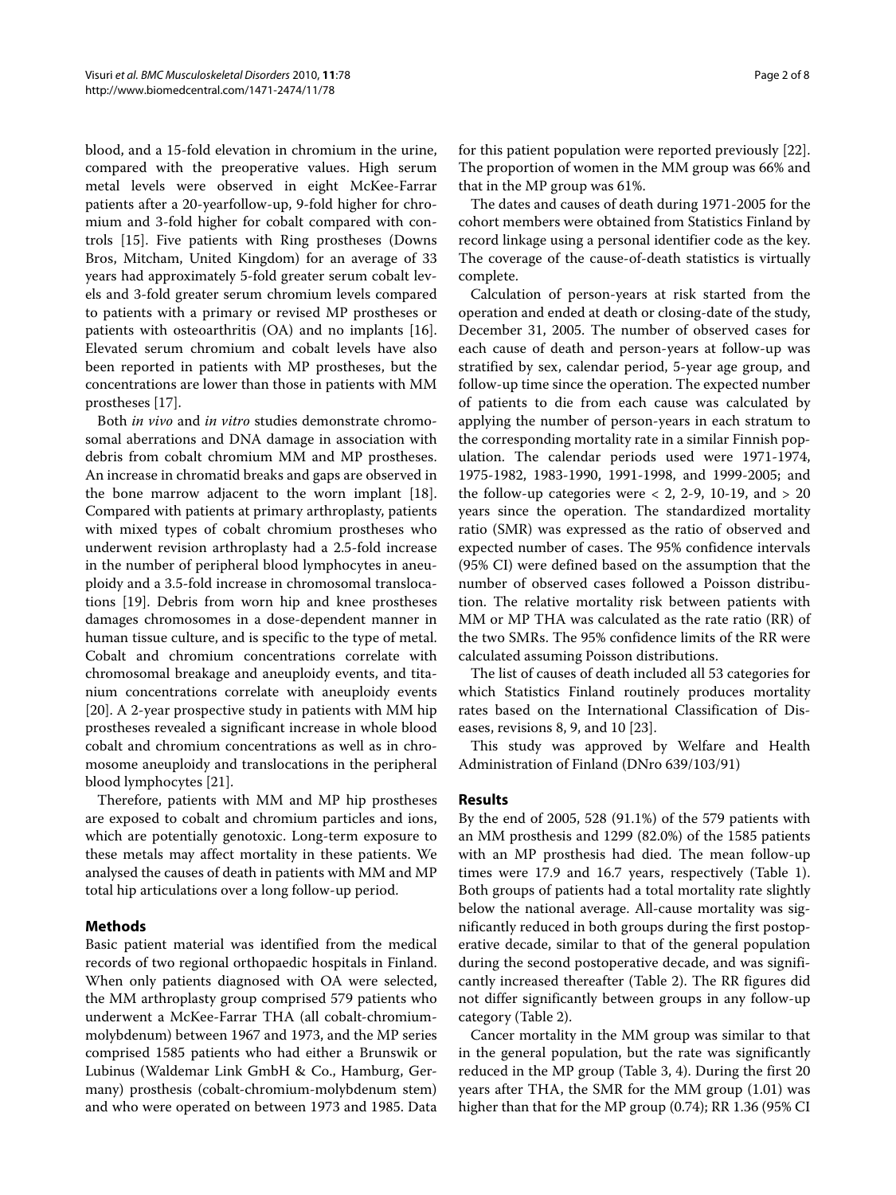blood, and a 15-fold elevation in chromium in the urine, compared with the preoperative values. High serum metal levels were observed in eight McKee-Farrar patients after a 20-yearfollow-up, 9-fold higher for chromium and 3-fold higher for cobalt compared with controls [15]. Five patients with Ring prostheses (Downs Bros, Mitcham, United Kingdom) for an average of 33 years had approximately 5-fold greater serum cobalt levels and 3-fold greater serum chromium levels compared to patients with a primary or revised MP prostheses or patients with osteoarthritis (OA) and no implants [16]. Elevated serum chromium and cobalt levels have also been reported in patients with MP prostheses, but the concentrations are lower than those in patients with MM prostheses [17].

Both *in vivo* and *in vitro* studies demonstrate chromosomal aberrations and DNA damage in association with debris from cobalt chromium MM and MP prostheses. An increase in chromatid breaks and gaps are observed in the bone marrow adjacent to the worn implant [18]. Compared with patients at primary arthroplasty, patients with mixed types of cobalt chromium prostheses who underwent revision arthroplasty had a 2.5-fold increase in the number of peripheral blood lymphocytes in aneuploidy and a 3.5-fold increase in chromosomal translocations [19]. Debris from worn hip and knee prostheses damages chromosomes in a dose-dependent manner in human tissue culture, and is specific to the type of metal. Cobalt and chromium concentrations correlate with chromosomal breakage and aneuploidy events, and titanium concentrations correlate with aneuploidy events [20]. A 2-year prospective study in patients with MM hip prostheses revealed a significant increase in whole blood cobalt and chromium concentrations as well as in chromosome aneuploidy and translocations in the peripheral blood lymphocytes [21].

Therefore, patients with MM and MP hip prostheses are exposed to cobalt and chromium particles and ions, which are potentially genotoxic. Long-term exposure to these metals may affect mortality in these patients. We analysed the causes of death in patients with MM and MP total hip articulations over a long follow-up period.

## Methods

Basic patient material was identified from the medical records of two regional orthopaedic hospitals in Finland. When only patients diagnosed with OA were selected, the MM arthroplasty group comprised 579 patients who underwent a McKee-Farrar THA (all cobalt-chromium-molybdenum) between 1967 and 1973, and the MP series comprised 1585 patients who had either a Brunswik or Lubinus (Waldemar Link GmbH & Co., Hamburg, Germany) prosthesis (cobalt-chromium-molybdenum stem) and who were operated on between 1973 and 1985. Data for this patient population were reported previously [22]. The proportion of women in the MM group was 66% and that in the MP group was 61%.

The dates and causes of death during 1971-2005 for the cohort members were obtained from Statistics Finland by record linkage using a personal identifier code as the key. The coverage of the cause-of-death statistics is virtually complete.

Calculation of person-years at risk started from the operation and ended at death or closing-date of the study, December 31, 2005. The number of observed cases for each cause of death and person-years at follow-up was stratified by sex, calendar period, 5-year age group, and follow-up time since the operation. The expected number of patients to die from each cause was calculated by applying the number of person-years in each stratum to the corresponding mortality rate in a similar Finnish population. The calendar periods used were 1971-1974, 1975-1982, 1983-1990, 1991-1998, and 1999-2005; and the follow-up categories were < 2, 2-9, 10-19, and > 20 years since the operation. The standardized mortality ratio (SMR) was expressed as the ratio of observed and expected number of cases. The 95% confidence intervals (95% CI) were defined based on the assumption that the number of observed cases followed a Poisson distribution. The relative mortality risk between patients with MM or MP THA was calculated as the rate ratio (RR) of the two SMRs. The 95% confidence limits of the RR were calculated assuming Poisson distributions.

The list of causes of death included all 53 categories for which Statistics Finland routinely produces mortality rates based on the International Classification of Diseases, revisions 8, 9, and 10 [23].

This study was approved by Welfare and Health Administration of Finland (DNro 639/103/91)

## Results

By the end of 2005, 528 (91.1%) of the 579 patients with an MM prosthesis and 1299 (82.0%) of the 1585 patients with an MP prosthesis had died. The mean follow-up times were 17.9 and 16.7 years, respectively (Table 1). Both groups of patients had a total mortality rate slightly below the national average. All-cause mortality was significantly reduced in both groups during the first postoperative decade, similar to that of the general population during the second postoperative decade, and was significantly increased thereafter (Table 2). The RR figures did not differ significantly between groups in any follow-up category (Table 2).

Cancer mortality in the MM group was similar to that in the general population, but the rate was significantly reduced in the MP group (Table 3, 4). During the first 20 years after THA, the SMR for the MM group (1.01) was higher than that for the MP group (0.74); RR 1.36 (95% CI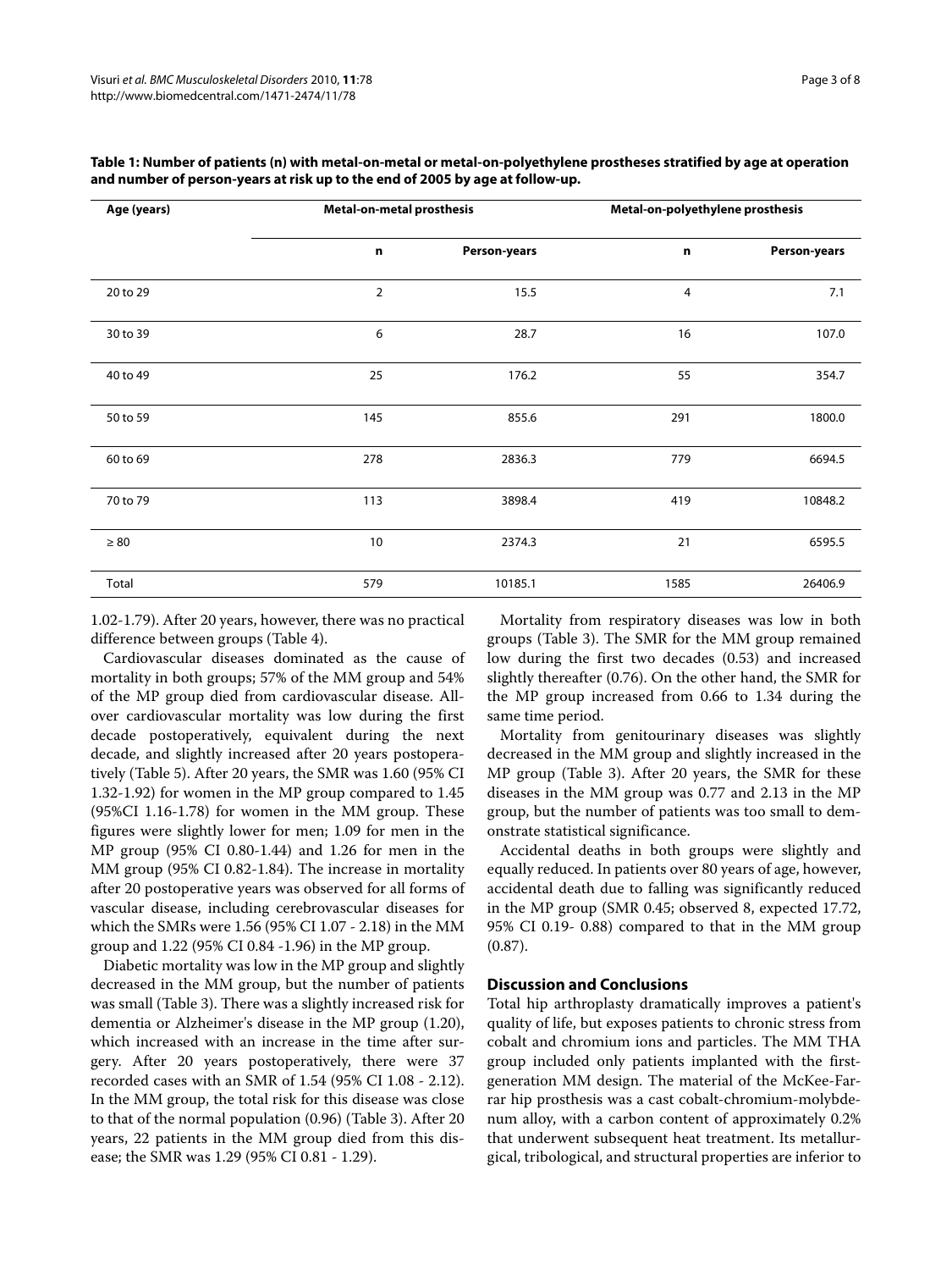**Table 1: Number of patients (n) with metal-on-metal or metal-on-polyethylene prostheses stratified by age at operation and number of person-years at risk up to the end of 2005 by age at follow-up.**

| Age (years) | Metal-on-metal prosthesis | | Metal-on-polyethylene prosthesis | |
|---|---|---|---|---|
| | n | Person-years | n | Person-years |
| 20 to 29 | 2 | 15.5 | 4 | 7.1 |
| 30 to 39 | 6 | 28.7 | 16 | 107.0 |
| 40 to 49 | 25 | 176.2 | 55 | 354.7 |
| 50 to 59 | 145 | 855.6 | 291 | 1800.0 |
| 60 to 69 | 278 | 2836.3 | 779 | 6694.5 |
| 70 to 79 | 113 | 3898.4 | 419 | 10848.2 |
| ≥ 80 | 10 | 2374.3 | 21 | 6595.5 |
| Total | 579 | 10185.1 | 1585 | 26406.9 |

1.02-1.79). After 20 years, however, there was no practical difference between groups (Table 4).

Cardiovascular diseases dominated as the cause of mortality in both groups; 57% of the MM group and 54% of the MP group died from cardiovascular disease. All-over cardiovascular mortality was low during the first decade postoperatively, equivalent during the next decade, and slightly increased after 20 years postoperatively (Table 5). After 20 years, the SMR was 1.60 (95% CI 1.32-1.92) for women in the MP group compared to 1.45 (95%CI 1.16-1.78) for women in the MM group. These figures were slightly lower for men; 1.09 for men in the MP group (95% CI 0.80-1.44) and 1.26 for men in the MM group (95% CI 0.82-1.84). The increase in mortality after 20 postoperative years was observed for all forms of vascular disease, including cerebrovascular diseases for which the SMRs were 1.56 (95% CI 1.07 - 2.18) in the MM group and 1.22 (95% CI 0.84 -1.96) in the MP group.

Diabetic mortality was low in the MP group and slightly decreased in the MM group, but the number of patients was small (Table 3). There was a slightly increased risk for dementia or Alzheimer's disease in the MP group (1.20), which increased with an increase in the time after surgery. After 20 years postoperatively, there were 37 recorded cases with an SMR of 1.54 (95% CI 1.08 - 2.12). In the MM group, the total risk for this disease was close to that of the normal population (0.96) (Table 3). After 20 years, 22 patients in the MM group died from this disease; the SMR was 1.29 (95% CI 0.81 - 1.29).

Mortality from respiratory diseases was low in both groups (Table 3). The SMR for the MM group remained low during the first two decades (0.53) and increased slightly thereafter (0.76). On the other hand, the SMR for the MP group increased from 0.66 to 1.34 during the same time period.

Mortality from genitourinary diseases was slightly decreased in the MM group and slightly increased in the MP group (Table 3). After 20 years, the SMR for these diseases in the MM group was 0.77 and 2.13 in the MP group, but the number of patients was too small to demonstrate statistical significance.

Accidental deaths in both groups were slightly and equally reduced. In patients over 80 years of age, however, accidental death due to falling was significantly reduced in the MP group (SMR 0.45; observed 8, expected 17.72, 95% CI 0.19- 0.88) compared to that in the MM group (0.87).

## Discussion and Conclusions

Total hip arthroplasty dramatically improves a patient's quality of life, but exposes patients to chronic stress from cobalt and chromium ions and particles. The MM THA group included only patients implanted with the first-generation MM design. The material of the McKee-Farrar hip prosthesis was a cast cobalt-chromium-molybdenum alloy, with a carbon content of approximately 0.2% that underwent subsequent heat treatment. Its metallurgical, tribological, and structural properties are inferior to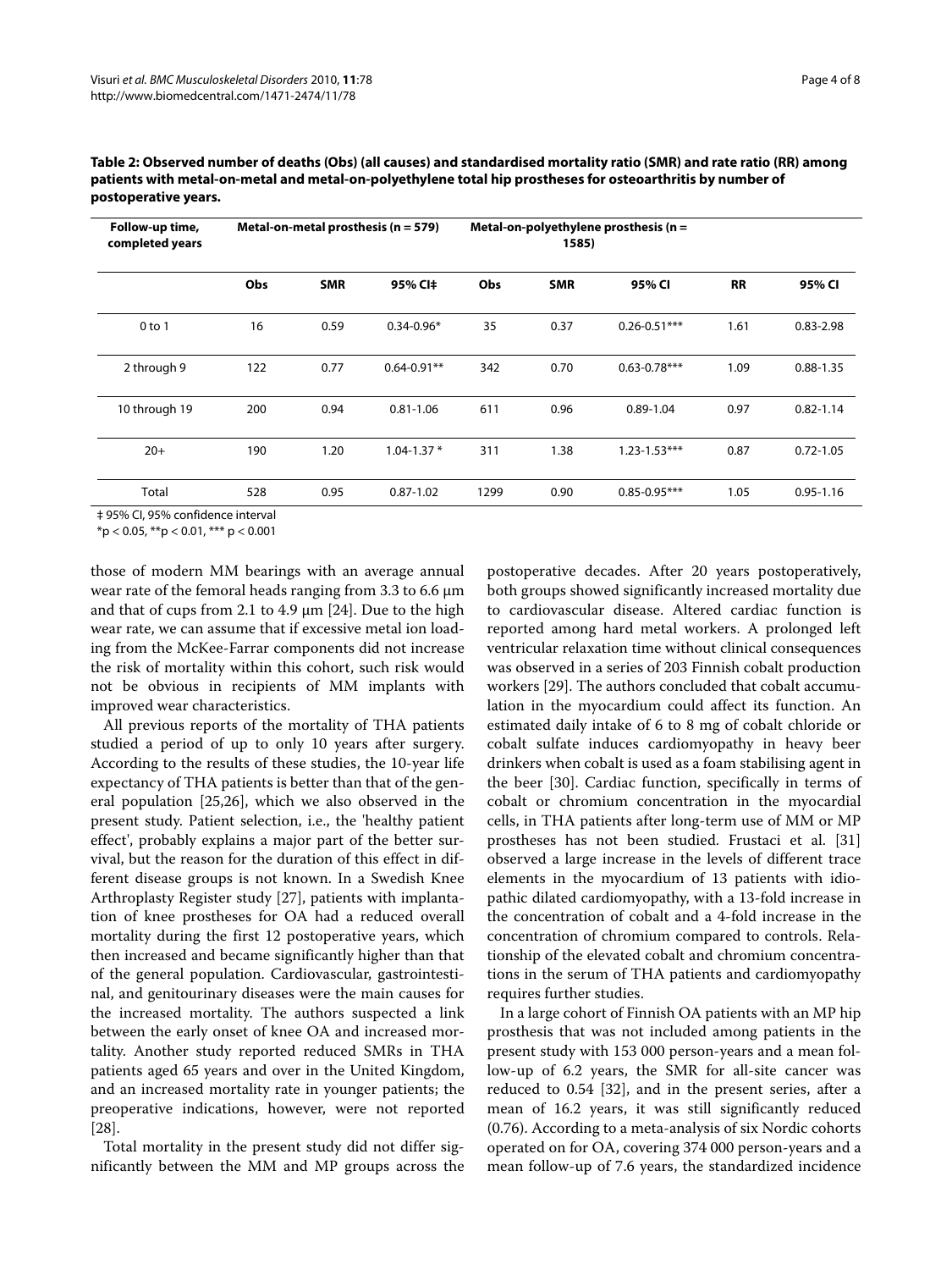**Table 2: Observed number of deaths (Obs) (all causes) and standardised mortality ratio (SMR) and rate ratio (RR) among patients with metal-on-metal and metal-on-polyethylene total hip prostheses for osteoarthritis by number of postoperative years.**

| Follow-up time, completed years | Metal-on-metal prosthesis (n = 579) | | | Metal-on-polyethylene prosthesis (n = 1585) | | | | |
|---|---|---|---|---|---|---|---|---|
| | Obs | SMR | 95% CI‡ | Obs | SMR | 95% CI | RR | 95% CI |
| 0 to 1 | 16 | 0.59 | 0.34-0.96* | 35 | 0.37 | 0.26-0.51*** | 1.61 | 0.83-2.98 |
| 2 through 9 | 122 | 0.77 | 0.64-0.91** | 342 | 0.70 | 0.63-0.78*** | 1.09 | 0.88-1.35 |
| 10 through 19 | 200 | 0.94 | 0.81-1.06 | 611 | 0.96 | 0.89-1.04 | 0.97 | 0.82-1.14 |
| 20+ | 190 | 1.20 | 1.04-1.37 * | 311 | 1.38 | 1.23-1.53*** | 0.87 | 0.72-1.05 |
| Total | 528 | 0.95 | 0.87-1.02 | 1299 | 0.90 | 0.85-0.95*** | 1.05 | 0.95-1.16 |

‡ 95% CI, 95% confidence interval
*p < 0.05, **p < 0.01, *** p < 0.001

those of modern MM bearings with an average annual wear rate of the femoral heads ranging from 3.3 to 6.6 μm and that of cups from 2.1 to 4.9 μm [24]. Due to the high wear rate, we can assume that if excessive metal ion loading from the McKee-Farrar components did not increase the risk of mortality within this cohort, such risk would not be obvious in recipients of MM implants with improved wear characteristics.

All previous reports of the mortality of THA patients studied a period of up to only 10 years after surgery. According to the results of these studies, the 10-year life expectancy of THA patients is better than that of the general population [25,26], which we also observed in the present study. Patient selection, i.e., the 'healthy patient effect', probably explains a major part of the better survival, but the reason for the duration of this effect in different disease groups is not known. In a Swedish Knee Arthroplasty Register study [27], patients with implantation of knee prostheses for OA had a reduced overall mortality during the first 12 postoperative years, which then increased and became significantly higher than that of the general population. Cardiovascular, gastrointestinal, and genitourinary diseases were the main causes for the increased mortality. The authors suspected a link between the early onset of knee OA and increased mortality. Another study reported reduced SMRs in THA patients aged 65 years and over in the United Kingdom, and an increased mortality rate in younger patients; the preoperative indications, however, were not reported [28].

Total mortality in the present study did not differ significantly between the MM and MP groups across the postoperative decades. After 20 years postoperatively, both groups showed significantly increased mortality due to cardiovascular disease. Altered cardiac function is reported among hard metal workers. A prolonged left ventricular relaxation time without clinical consequences was observed in a series of 203 Finnish cobalt production workers [29]. The authors concluded that cobalt accumulation in the myocardium could affect its function. An estimated daily intake of 6 to 8 mg of cobalt chloride or cobalt sulfate induces cardiomyopathy in heavy beer drinkers when cobalt is used as a foam stabilising agent in the beer [30]. Cardiac function, specifically in terms of cobalt or chromium concentration in the myocardial cells, in THA patients after long-term use of MM or MP prostheses has not been studied. Frustaci et al. [31] observed a large increase in the levels of different trace elements in the myocardium of 13 patients with idiopathic dilated cardiomyopathy, with a 13-fold increase in the concentration of cobalt and a 4-fold increase in the concentration of chromium compared to controls. Relationship of the elevated cobalt and chromium concentrations in the serum of THA patients and cardiomyopathy requires further studies.

In a large cohort of Finnish OA patients with an MP hip prosthesis that was not included among patients in the present study with 153 000 person-years and a mean follow-up of 6.2 years, the SMR for all-site cancer was reduced to 0.54 [32], and in the present series, after a mean of 16.2 years, it was still significantly reduced (0.76). According to a meta-analysis of six Nordic cohorts operated on for OA, covering 374 000 person-years and a mean follow-up of 7.6 years, the standardized incidence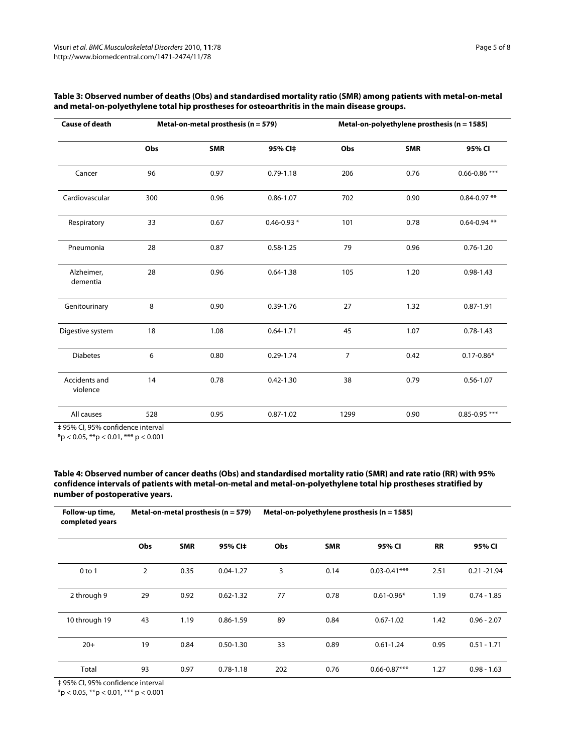**Table 3: Observed number of deaths (Obs) and standardised mortality ratio (SMR) among patients with metal-on-metal and metal-on-polyethylene total hip prostheses for osteoarthritis in the main disease groups.**

| Cause of death | Metal-on-metal prosthesis (n = 579) | | | Metal-on-polyethylene prosthesis (n = 1585) | | |
|---|---|---|---|---|---|---|
| | Obs | SMR | 95% CI‡ | Obs | SMR | 95% CI |
| Cancer | 96 | 0.97 | 0.79-1.18 | 206 | 0.76 | 0.66-0.86 *** |
| Cardiovascular | 300 | 0.96 | 0.86-1.07 | 702 | 0.90 | 0.84-0.97 ** |
| Respiratory | 33 | 0.67 | 0.46-0.93 * | 101 | 0.78 | 0.64-0.94 ** |
| Pneumonia | 28 | 0.87 | 0.58-1.25 | 79 | 0.96 | 0.76-1.20 |
| Alzheimer, dementia | 28 | 0.96 | 0.64-1.38 | 105 | 1.20 | 0.98-1.43 |
| Genitourinary | 8 | 0.90 | 0.39-1.76 | 27 | 1.32 | 0.87-1.91 |
| Digestive system | 18 | 1.08 | 0.64-1.71 | 45 | 1.07 | 0.78-1.43 |
| Diabetes | 6 | 0.80 | 0.29-1.74 | 7 | 0.42 | 0.17-0.86* |
| Accidents and violence | 14 | 0.78 | 0.42-1.30 | 38 | 0.79 | 0.56-1.07 |
| All causes | 528 | 0.95 | 0.87-1.02 | 1299 | 0.90 | 0.85-0.95 *** |

‡ 95% CI, 95% confidence interval

*p < 0.05, **p < 0.01, *** p < 0.001

**Table 4: Observed number of cancer deaths (Obs) and standardised mortality ratio (SMR) and rate ratio (RR) with 95% confidence intervals of patients with metal-on-metal and metal-on-polyethylene total hip prostheses stratified by number of postoperative years.**

| Follow-up time, completed years | Metal-on-metal prosthesis (n = 579) | | | Metal-on-polyethylene prosthesis (n = 1585) | | | | |
|---|---|---|---|---|---|---|---|---|
| | Obs | SMR | 95% CI‡ | Obs | SMR | 95% CI | RR | 95% CI |
| 0 to 1 | 2 | 0.35 | 0.04-1.27 | 3 | 0.14 | 0.03-0.41*** | 2.51 | 0.21 -21.94 |
| 2 through 9 | 29 | 0.92 | 0.62-1.32 | 77 | 0.78 | 0.61-0.96* | 1.19 | 0.74 - 1.85 |
| 10 through 19 | 43 | 1.19 | 0.86-1.59 | 89 | 0.84 | 0.67-1.02 | 1.42 | 0.96 - 2.07 |
| 20+ | 19 | 0.84 | 0.50-1.30 | 33 | 0.89 | 0.61-1.24 | 0.95 | 0.51 - 1.71 |
| Total | 93 | 0.97 | 0.78-1.18 | 202 | 0.76 | 0.66-0.87*** | 1.27 | 0.98 - 1.63 |

‡ 95% CI, 95% confidence interval

*p < 0.05, **p < 0.01, *** p < 0.001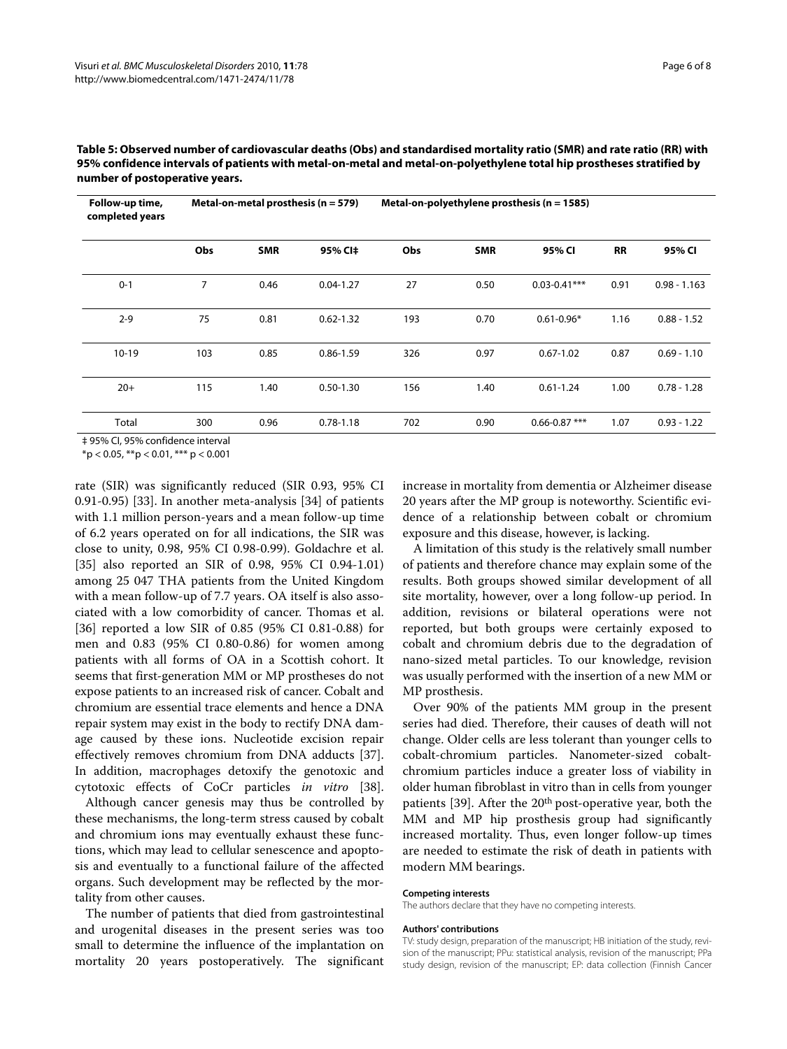**Table 5: Observed number of cardiovascular deaths (Obs) and standardised mortality ratio (SMR) and rate ratio (RR) with 95% confidence intervals of patients with metal-on-metal and metal-on-polyethylene total hip prostheses stratified by number of postoperative years.**

| Follow-up time, completed years | Metal-on-metal prosthesis (n = 579) | | | Metal-on-polyethylene prosthesis (n = 1585) | | | | |
|---|---|---|---|---|---|---|---|---|
| | Obs | SMR | 95% CI‡ | Obs | SMR | 95% CI | RR | 95% CI |
| 0-1 | 7 | 0.46 | 0.04-1.27 | 27 | 0.50 | 0.03-0.41*** | 0.91 | 0.98 - 1.163 |
| 2-9 | 75 | 0.81 | 0.62-1.32 | 193 | 0.70 | 0.61-0.96* | 1.16 | 0.88 - 1.52 |
| 10-19 | 103 | 0.85 | 0.86-1.59 | 326 | 0.97 | 0.67-1.02 | 0.87 | 0.69 - 1.10 |
| 20+ | 115 | 1.40 | 0.50-1.30 | 156 | 1.40 | 0.61-1.24 | 1.00 | 0.78 - 1.28 |
| Total | 300 | 0.96 | 0.78-1.18 | 702 | 0.90 | 0.66-0.87 *** | 1.07 | 0.93 - 1.22 |

‡ 95% CI, 95% confidence interval

*p < 0.05, **p < 0.01, *** p < 0.001

rate (SIR) was significantly reduced (SIR 0.93, 95% CI 0.91-0.95) [33]. In another meta-analysis [34] of patients with 1.1 million person-years and a mean follow-up time of 6.2 years operated on for all indications, the SIR was close to unity, 0.98, 95% CI 0.98-0.99). Goldachre et al. [35] also reported an SIR of 0.98, 95% CI 0.94-1.01) among 25 047 THA patients from the United Kingdom with a mean follow-up of 7.7 years. OA itself is also associated with a low comorbidity of cancer. Thomas et al. [36] reported a low SIR of 0.85 (95% CI 0.81-0.88) for men and 0.83 (95% CI 0.80-0.86) for women among patients with all forms of OA in a Scottish cohort. It seems that first-generation MM or MP prostheses do not expose patients to an increased risk of cancer. Cobalt and chromium are essential trace elements and hence a DNA repair system may exist in the body to rectify DNA damage caused by these ions. Nucleotide excision repair effectively removes chromium from DNA adducts [37]. In addition, macrophages detoxify the genotoxic and cytotoxic effects of CoCr particles *in vitro* [38].

Although cancer genesis may thus be controlled by these mechanisms, the long-term stress caused by cobalt and chromium ions may eventually exhaust these functions, which may lead to cellular senescence and apoptosis and eventually to a functional failure of the affected organs. Such development may be reflected by the mortality from other causes.

The number of patients that died from gastrointestinal and urogenital diseases in the present series was too small to determine the influence of the implantation on mortality 20 years postoperatively. The significant increase in mortality from dementia or Alzheimer disease 20 years after the MP group is noteworthy. Scientific evidence of a relationship between cobalt or chromium exposure and this disease, however, is lacking.

A limitation of this study is the relatively small number of patients and therefore chance may explain some of the results. Both groups showed similar development of all site mortality, however, over a long follow-up period. In addition, revisions or bilateral operations were not reported, but both groups were certainly exposed to cobalt and chromium debris due to the degradation of nano-sized metal particles. To our knowledge, revision was usually performed with the insertion of a new MM or MP prosthesis.

Over 90% of the patients MM group in the present series had died. Therefore, their causes of death will not change. Older cells are less tolerant than younger cells to cobalt-chromium particles. Nanometer-sized cobalt-chromium particles induce a greater loss of viability in older human fibroblast in vitro than in cells from younger patients [39]. After the 20th post-operative year, both the MM and MP hip prosthesis group had significantly increased mortality. Thus, even longer follow-up times are needed to estimate the risk of death in patients with modern MM bearings.

#### Competing interests

The authors declare that they have no competing interests.

#### Authors' contributions

TV: study design, preparation of the manuscript; HB initiation of the study, revision of the manuscript; PPu: statistical analysis, revision of the manuscript; PPa study design, revision of the manuscript; EP: data collection (Finnish Cancer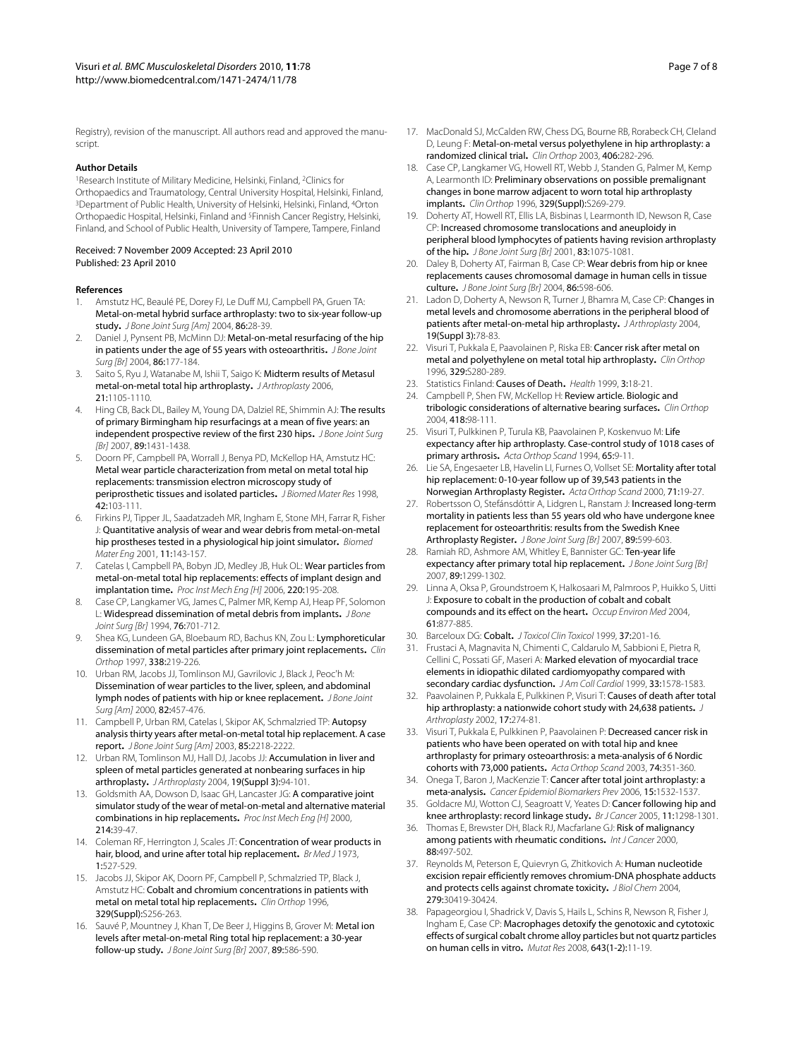Registry), revision of the manuscript. All authors read and approved the manuscript.

#### Author Details

[1]Research Institute of Military Medicine, Helsinki, Finland, [2]Clinics for Orthopaedics and Traumatology, Central University Hospital, Helsinki, Finland, [3]Department of Public Health, University of Helsinki, Helsinki, Finland, [4]Orton Orthopaedic Hospital, Helsinki, Finland and [5]Finnish Cancer Registry, Helsinki, Finland, and School of Public Health, University of Tampere, Tampere, Finland

Received: 7 November 2009 Accepted: 23 April 2010
Published: 23 April 2010

#### References

1. Amstutz HC, Beaulé PE, Dorey FJ, Le Duff MJ, Campbell PA, Gruen TA: **Metal-on-metal hybrid surface arthroplasty: two to six-year follow-up study.** *J Bone Joint Surg [Am]* 2004, **86**:28-39.
2. Daniel J, Pynsent PB, McMinn DJ: **Metal-on-metal resurfacing of the hip in patients under the age of 55 years with osteoarthritis.** *J Bone Joint Surg [Br]* 2004, **86**:177-184.
3. Saito S, Ryu J, Watanabe M, Ishii T, Saigo K: **Midterm results of Metasul metal-on-metal total hip arthroplasty.** *J Arthroplasty* 2006, **21**:1105-1110.
4. Hing CB, Back DL, Bailey M, Young DA, Dalziel RE, Shimmin AJ: **The results of primary Birmingham hip resurfacings at a mean of five years: an independent prospective review of the first 230 hips.** *J Bone Joint Surg [Br]* 2007, **89**:1431-1438.
5. Doorn PF, Campbell PA, Worrall J, Benya PD, McKellop HA, Amstutz HC: **Metal wear particle characterization from metal on metal total hip replacements: transmission electron microscopy study of periprosthetic tissues and isolated particles.** *J Biomed Mater Res* 1998, **42**:103-111.
6. Firkins PJ, Tipper JL, Saadatzadeh MR, Ingham E, Stone MH, Farrar R, Fisher J: **Quantitative analysis of wear and wear debris from metal-on-metal hip prostheses tested in a physiological hip joint simulator.** *Biomed Mater Eng* 2001, **11**:143-157.
7. Catelas I, Campbell PA, Bobyn JD, Medley JB, Huk OL: **Wear particles from metal-on-metal total hip replacements: effects of implant design and implantation time.** *Proc Inst Mech Eng [H]* 2006, **220**:195-208.
8. Case CP, Langkamer VG, James C, Palmer MR, Kemp AJ, Heap PF, Solomon L: **Widespread dissemination of metal debris from implants.** *J Bone Joint Surg [Br]* 1994, **76**:701-712.
9. Shea KG, Lundeen GA, Bloebaum RD, Bachus KN, Zou L: **Lymphoreticular dissemination of metal particles after primary joint replacements.** *Clin Orthop* 1997, **338**:219-226.
10. Urban RM, Jacobs JJ, Tomlinson MJ, Gavrilovic J, Black J, Peoc'h M: **Dissemination of wear particles to the liver, spleen, and abdominal lymph nodes of patients with hip or knee replacement.** *J Bone Joint Surg [Am]* 2000, **82**:457-476.
11. Campbell P, Urban RM, Catelas I, Skipor AK, Schmalzried TP: **Autopsy analysis thirty years after metal-on-metal total hip replacement. A case report.** *J Bone Joint Surg [Am]* 2003, **85**:2218-2222.
12. Urban RM, Tomlinson MJ, Hall DJ, Jacobs JJ: **Accumulation in liver and spleen of metal particles generated at nonbearing surfaces in hip arthroplasty.** *J Arthroplasty* 2004, **19(Suppl 3)**:94-101.
13. Goldsmith AA, Dowson D, Isaac GH, Lancaster JG: **A comparative joint simulator study of the wear of metal-on-metal and alternative material combinations in hip replacements.** *Proc Inst Mech Eng [H]* 2000, **214**:39-47.
14. Coleman RF, Herrington J, Scales JT: **Concentration of wear products in hair, blood, and urine after total hip replacement.** *Br Med J* 1973, **1**:527-529.
15. Jacobs JJ, Skipor AK, Doorn PF, Campbell P, Schmalzried TP, Black J, Amstutz HC: **Cobalt and chromium concentrations in patients with metal on metal total hip replacements.** *Clin Orthop* 1996, **329(Suppl)**:S256-263.
16. Sauvé P, Mountney J, Khan T, De Beer J, Higgins B, Grover M: **Metal ion levels after metal-on-metal Ring total hip replacement: a 30-year follow-up study.** *J Bone Joint Surg [Br]* 2007, **89**:586-590.
17. MacDonald SJ, McCalden RW, Chess DG, Bourne RB, Rorabeck CH, Cleland D, Leung F: **Metal-on-metal versus polyethylene in hip arthroplasty: a randomized clinical trial.** *Clin Orthop* 2003, **406**:282-296.
18. Case CP, Langkamer VG, Howell RT, Webb J, Standen G, Palmer M, Kemp A, Learmonth ID: **Preliminary observations on possible premalignant changes in bone marrow adjacent to worn total hip arthroplasty implants.** *Clin Orthop* 1996, **329(Suppl)**:S269-279.
19. Doherty AT, Howell RT, Ellis LA, Bisbinas I, Learmonth ID, Newson R, Case CP: **Increased chromosome translocations and aneuploidy in peripheral blood lymphocytes of patients having revision arthroplasty of the hip.** *J Bone Joint Surg [Br]* 2001, **83**:1075-1081.
20. Daley B, Doherty AT, Fairman B, Case CP: **Wear debris from hip or knee replacements causes chromosomal damage in human cells in tissue culture.** *J Bone Joint Surg [Br]* 2004, **86**:598-606.
21. Ladon D, Doherty A, Newson R, Turner J, Bhamra M, Case CP: **Changes in metal levels and chromosome aberrations in the peripheral blood of patients after metal-on-metal hip arthroplasty.** *J Arthroplasty* 2004, **19(Suppl 3)**:78-83.
22. Visuri T, Pukkala E, Paavolainen P, Riska EB: **Cancer risk after metal on metal and polyethylene on metal total hip arthroplasty.** *Clin Orthop* 1996, **329**:S280-289.
23. Statistics Finland: **Causes of Death.** *Health* 1999, **3**:18-21.
24. Campbell P, Shen FW, McKellop H: **Review article. Biologic and tribologic considerations of alternative bearing surfaces.** *Clin Orthop* 2004, **418**:98-111.
25. Visuri T, Pulkkinen P, Turula KB, Paavolainen P, Koskenvuo M: **Life expectancy after hip arthroplasty. Case-control study of 1018 cases of primary arthrosis.** *Acta Orthop Scand* 1994, **65**:9-11.
26. Lie SA, Engesaeter LB, Havelin LI, Furnes O, Vollset SE: **Mortality after total hip replacement: 0-10-year follow up of 39,543 patients in the Norwegian Arthroplasty Register.** *Acta Orthop Scand* 2000, **71**:19-27.
27. Robertsson O, Stefánsdóttir A, Lidgren L, Ranstam J: **Increased long-term mortality in patients less than 55 years old who have undergone knee replacement for osteoarthritis: results from the Swedish Knee Arthroplasty Register.** *J Bone Joint Surg [Br]* 2007, **89**:599-603.
28. Ramiah RD, Ashmore AM, Whitley E, Bannister GC: **Ten-year life expectancy after primary total hip replacement.** *J Bone Joint Surg [Br]* 2007, **89**:1299-1302.
29. Linna A, Oksa P, Groundstroem K, Halkosaari M, Palmroos P, Huikko S, Uitti J: **Exposure to cobalt in the production of cobalt and cobalt compounds and its effect on the heart.** *Occup Environ Med* 2004, **61**:877-885.
30. Barceloux DG: **Cobalt.** *J Toxicol Clin Toxicol* 1999, **37**:201-16.
31. Frustaci A, Magnavita N, Chimenti C, Caldarulo M, Sabbioni E, Pietra R, Cellini C, Possati GF, Maseri A: **Marked elevation of myocardial trace elements in idiopathic dilated cardiomyopathy compared with secondary cardiac dysfunction.** *J Am Coll Cardiol* 1999, **33**:1578-1583.
32. Paavolainen P, Pukkala E, Pulkkinen P, Visuri T: **Causes of death after total hip arthroplasty: a nationwide cohort study with 24,638 patients.** *J Arthroplasty* 2002, **17**:274-81.
33. Visuri T, Pukkala E, Pulkkinen P, Paavolainen P: **Decreased cancer risk in patients who have been operated on with total hip and knee arthroplasty for primary osteoarthrosis: a meta-analysis of 6 Nordic cohorts with 73,000 patients.** *Acta Orthop Scand* 2003, **74**:351-360.
34. Onega T, Baron J, MacKenzie T: **Cancer after total joint arthroplasty: a meta-analysis.** *Cancer Epidemiol Biomarkers Prev* 2006, **15**:1532-1537.
35. Goldacre MJ, Wotton CJ, Seagroatt V, Yeates D: **Cancer following hip and knee arthroplasty: record linkage study.** *Br J Cancer* 2005, **11**:1298-1301.
36. Thomas E, Brewster DH, Black RJ, Macfarlane GJ: **Risk of malignancy among patients with rheumatic conditions.** *Int J Cancer* 2000, **88**:497-502.
37. Reynolds M, Peterson E, Quievryn G, Zhitkovich A: **Human nucleotide excision repair efficiently removes chromium-DNA phosphate adducts and protects cells against chromate toxicity.** *J Biol Chem* 2004, **279**:30419-30424.
38. Papageorgiou I, Shadrick V, Davis S, Hails L, Schins R, Newson R, Fisher J, Ingham E, Case CP: **Macrophages detoxify the genotoxic and cytotoxic effects of surgical cobalt chrome alloy particles but not quartz particles on human cells in vitro.** *Mutat Res* 2008, **643(1-2)**:11-19.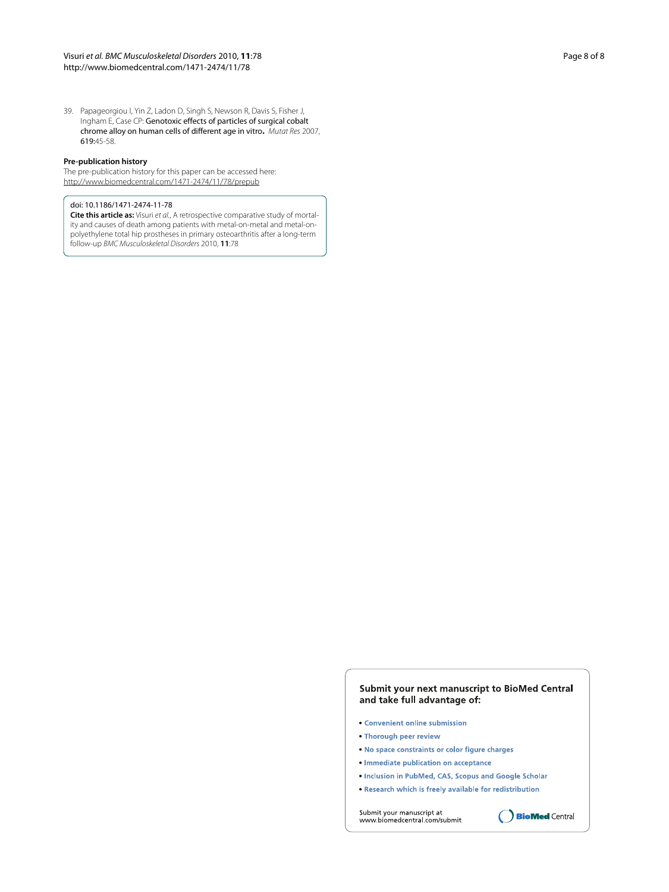39. Papageorgiou I, Yin Z, Ladon D, Singh S, Newson R, Davis S, Fisher J, Ingham E, Case CP: Genotoxic effects of particles of surgical cobalt chrome alloy on human cells of different age in vitro. *Mutat Res* 2007, **619**:45-58.

**Pre-publication history**

The pre-publication history for this paper can be accessed here:
http://www.biomedcentral.com/1471-2474/11/78/prepub

doi: 10.1186/1471-2474-11-78

**Cite this article as:** Visuri *et al.*, A retrospective comparative study of mortality and causes of death among patients with metal-on-metal and metal-on-polyethylene total hip prostheses in primary osteoarthritis after a long-term follow-up *BMC Musculoskeletal Disorders* 2010, **11**:78

**Submit your next manuscript to BioMed Central and take full advantage of:**

- **Convenient online submission**
- **Thorough peer review**
- **No space constraints or color figure charges**
- **Immediate publication on acceptance**
- **Inclusion in PubMed, CAS, Scopus and Google Scholar**
- **Research which is freely available for redistribution**

Submit your manuscript at
www.biomedcentral.com/submit

BioMed Central